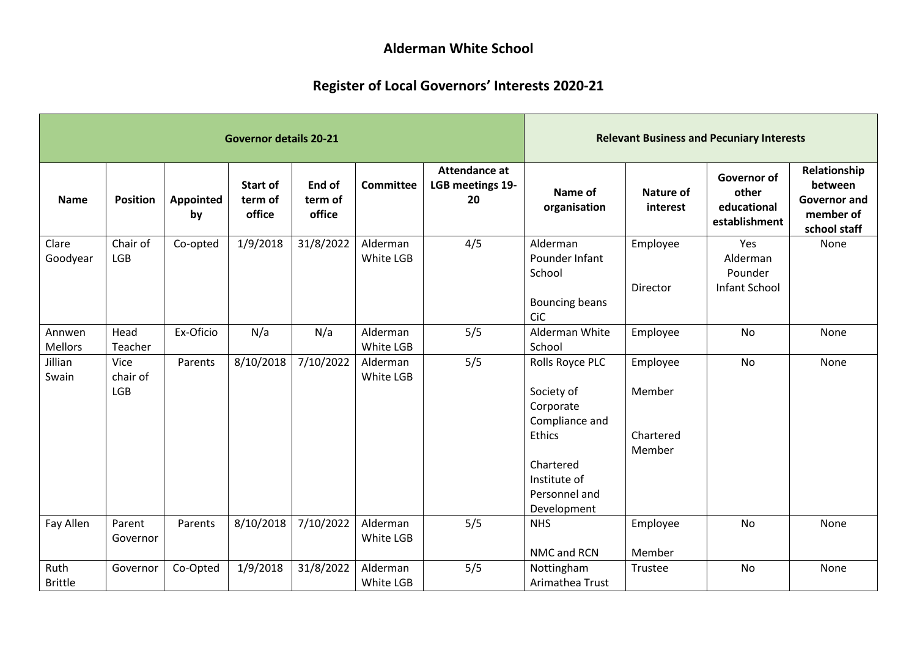# Alderman White School

## Register of Local Governors' Interests 2020-21

| Governor details 20-21 | | | | | | | Relevant Business and Pecuniary Interests | | | |
|---|---|---|---|---|---|---|---|---|---|---|
| **Name** | **Position** | **Appointed by** | **Start of term of office** | **End of term of office** | **Committee** | **Attendance at LGB meetings 19-20** | **Name of organisation** | **Nature of interest** | **Governor of other educational establishment** | **Relationship between Governor and member of school staff** |
| Clare Goodyear | Chair of LGB | Co-opted | 1/9/2018 | 31/8/2022 | Alderman White LGB | 4/5 | Alderman Pounder Infant School<br><br>Bouncing beans CiC | Employee<br><br>Director | Yes Alderman Pounder Infant School | None |
| Annwen Mellors | Head Teacher | Ex-Oficio | N/a | N/a | Alderman White LGB | 5/5 | Alderman White School | Employee | No | None |
| Jillian Swain | Vice chair of LGB | Parents | 8/10/2018 | 7/10/2022 | Alderman White LGB | 5/5 | Rolls Royce PLC<br><br>Society of Corporate Compliance and Ethics<br><br>Chartered Institute of Personnel and Development | Employee<br><br>Member<br><br>Chartered Member | No | None |
| Fay Allen | Parent Governor | Parents | 8/10/2018 | 7/10/2022 | Alderman White LGB | 5/5 | NHS<br><br>NMC and RCN | Employee<br><br>Member | No | None |
| Ruth Brittle | Governor | Co-Opted | 1/9/2018 | 31/8/2022 | Alderman White LGB | 5/5 | Nottingham Arimathea Trust | Trustee | No | None |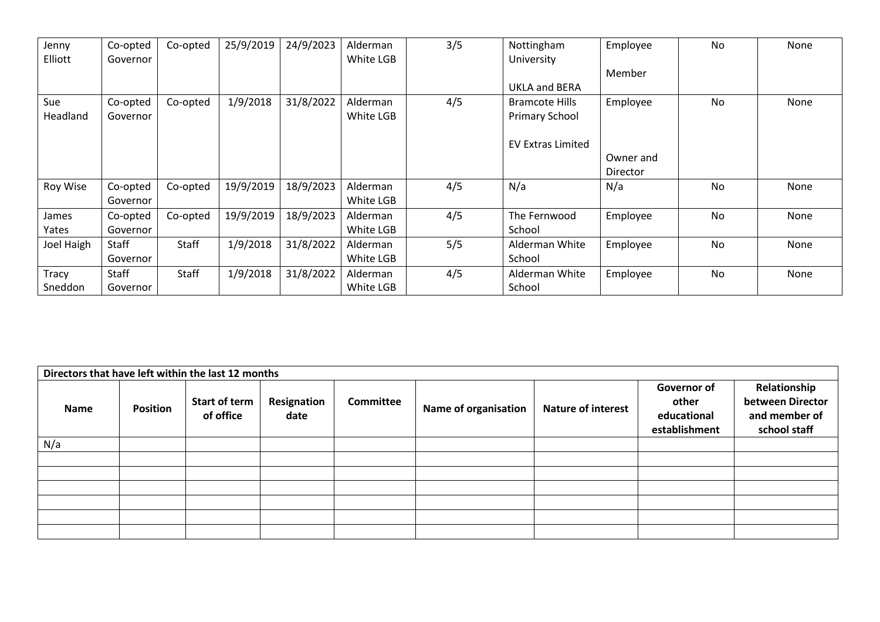| | | | | | | | | | | |
|---|---|---|---|---|---|---|---|---|---|---|
| Jenny Elliott | Co-opted Governor | Co-opted | 25/9/2019 | 24/9/2023 | Alderman White LGB | 3/5 | Nottingham University<br><br>UKLA and BERA | Employee<br><br>Member | No | None |
| Sue Headland | Co-opted Governor | Co-opted | 1/9/2018 | 31/8/2022 | Alderman White LGB | 4/5 | Bramcote Hills Primary School<br><br>EV Extras Limited | Employee<br><br>Owner and Director | No | None |
| Roy Wise | Co-opted Governor | Co-opted | 19/9/2019 | 18/9/2023 | Alderman White LGB | 4/5 | N/a | N/a | No | None |
| James Yates | Co-opted Governor | Co-opted | 19/9/2019 | 18/9/2023 | Alderman White LGB | 4/5 | The Fernwood School | Employee | No | None |
| Joel Haigh | Staff Governor | Staff | 1/9/2018 | 31/8/2022 | Alderman White LGB | 5/5 | Alderman White School | Employee | No | None |
| Tracy Sneddon | Staff Governor | Staff | 1/9/2018 | 31/8/2022 | Alderman White LGB | 4/5 | Alderman White School | Employee | No | None |

| Directors that have left within the last 12 months | | | | | | | | |
|---|---|---|---|---|---|---|---|---|
| **Name** | **Position** | **Start of term of office** | **Resignation date** | **Committee** | **Name of organisation** | **Nature of interest** | **Governor of other educational establishment** | **Relationship between Director and member of school staff** |
| N/a | | | | | | | | |
| | | | | | | | | |
| | | | | | | | | |
| | | | | | | | | |
| | | | | | | | | |
| | | | | | | | | |
| | | | | | | | | |